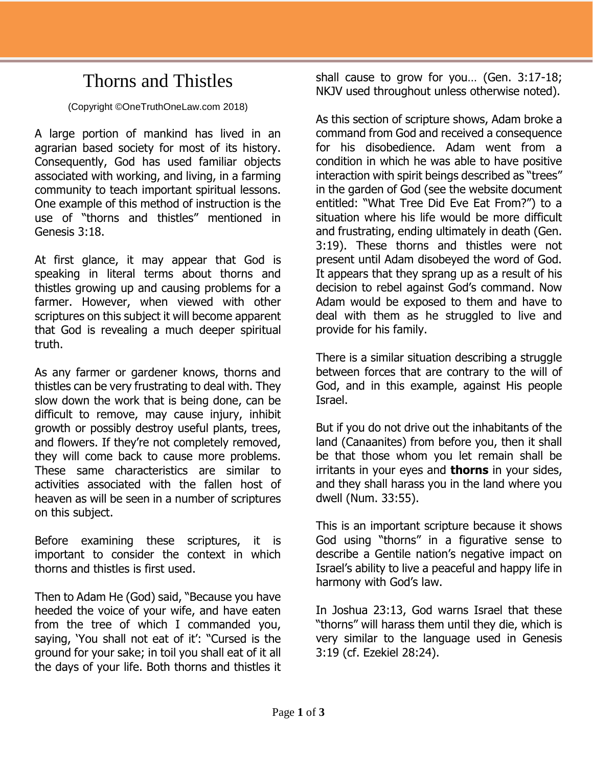# Thorns and Thistles

(Copyright ©OneTruthOneLaw.com 2018)

A large portion of mankind has lived in an agrarian based society for most of its history. Consequently, God has used familiar objects associated with working, and living, in a farming community to teach important spiritual lessons. One example of this method of instruction is the use of "thorns and thistles" mentioned in Genesis 3:18.

At first glance, it may appear that God is speaking in literal terms about thorns and thistles growing up and causing problems for a farmer. However, when viewed with other scriptures on this subject it will become apparent that God is revealing a much deeper spiritual truth.

As any farmer or gardener knows, thorns and thistles can be very frustrating to deal with. They slow down the work that is being done, can be difficult to remove, may cause injury, inhibit growth or possibly destroy useful plants, trees, and flowers. If they're not completely removed, they will come back to cause more problems. These same characteristics are similar to activities associated with the fallen host of heaven as will be seen in a number of scriptures on this subject.

Before examining these scriptures, it is important to consider the context in which thorns and thistles is first used.

Then to Adam He (God) said, "Because you have heeded the voice of your wife, and have eaten from the tree of which I commanded you, saying, 'You shall not eat of it': "Cursed is the ground for your sake; in toil you shall eat of it all the days of your life. Both thorns and thistles it shall cause to grow for you… (Gen. 3:17-18; NKJV used throughout unless otherwise noted).

As this section of scripture shows, Adam broke a command from God and received a consequence for his disobedience. Adam went from a condition in which he was able to have positive interaction with spirit beings described as "trees" in the garden of God (see the website document entitled: "What Tree Did Eve Eat From?") to a situation where his life would be more difficult and frustrating, ending ultimately in death (Gen. 3:19). These thorns and thistles were not present until Adam disobeyed the word of God. It appears that they sprang up as a result of his decision to rebel against God's command. Now Adam would be exposed to them and have to deal with them as he struggled to live and provide for his family.

There is a similar situation describing a struggle between forces that are contrary to the will of God, and in this example, against His people Israel.

But if you do not drive out the inhabitants of the land (Canaanites) from before you, then it shall be that those whom you let remain shall be irritants in your eyes and **thorns** in your sides, and they shall harass you in the land where you dwell (Num. 33:55).

This is an important scripture because it shows God using "thorns" in a figurative sense to describe a Gentile nation's negative impact on Israel's ability to live a peaceful and happy life in harmony with God's law.

In Joshua 23:13, God warns Israel that these "thorns" will harass them until they die, which is very similar to the language used in Genesis 3:19 (cf. Ezekiel 28:24).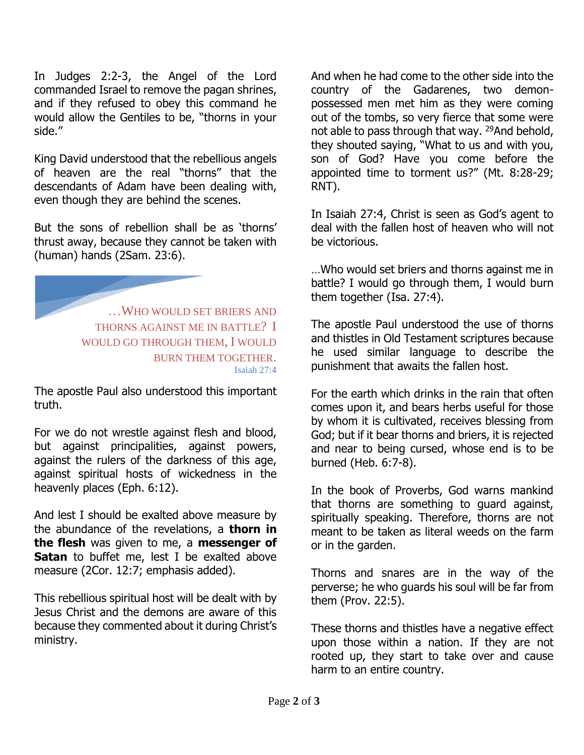In Judges 2:2-3, the Angel of the Lord commanded Israel to remove the pagan shrines, and if they refused to obey this command he would allow the Gentiles to be, "thorns in your side."

King David understood that the rebellious angels of heaven are the real "thorns" that the descendants of Adam have been dealing with, even though they are behind the scenes.

But the sons of rebellion shall be as 'thorns' thrust away, because they cannot be taken with (human) hands (2Sam. 23:6).

> …WHO WOULD SET BRIERS AND THORNS AGAINST ME IN BATTLE? I WOULD GO THROUGH THEM, I WOULD BURN THEM TOGETHER.
> Isaiah 27:4

The apostle Paul also understood this important truth.

For we do not wrestle against flesh and blood, but against principalities, against powers, against the rulers of the darkness of this age, against spiritual hosts of wickedness in the heavenly places (Eph. 6:12).

And lest I should be exalted above measure by the abundance of the revelations, a **thorn in the flesh** was given to me, a **messenger of Satan** to buffet me, lest I be exalted above measure (2Cor. 12:7; emphasis added).

This rebellious spiritual host will be dealt with by Jesus Christ and the demons are aware of this because they commented about it during Christ's ministry.

And when he had come to the other side into the country of the Gadarenes, two demon-possessed men met him as they were coming out of the tombs, so very fierce that some were not able to pass through that way. [29]And behold, they shouted saying, "What to us and with you, son of God? Have you come before the appointed time to torment us?" (Mt. 8:28-29; RNT).

In Isaiah 27:4, Christ is seen as God's agent to deal with the fallen host of heaven who will not be victorious.

…Who would set briers and thorns against me in battle? I would go through them, I would burn them together (Isa. 27:4).

The apostle Paul understood the use of thorns and thistles in Old Testament scriptures because he used similar language to describe the punishment that awaits the fallen host.

For the earth which drinks in the rain that often comes upon it, and bears herbs useful for those by whom it is cultivated, receives blessing from God; but if it bear thorns and briers, it is rejected and near to being cursed, whose end is to be burned (Heb. 6:7-8).

In the book of Proverbs, God warns mankind that thorns are something to guard against, spiritually speaking. Therefore, thorns are not meant to be taken as literal weeds on the farm or in the garden.

Thorns and snares are in the way of the perverse; he who guards his soul will be far from them (Prov. 22:5).

These thorns and thistles have a negative effect upon those within a nation. If they are not rooted up, they start to take over and cause harm to an entire country.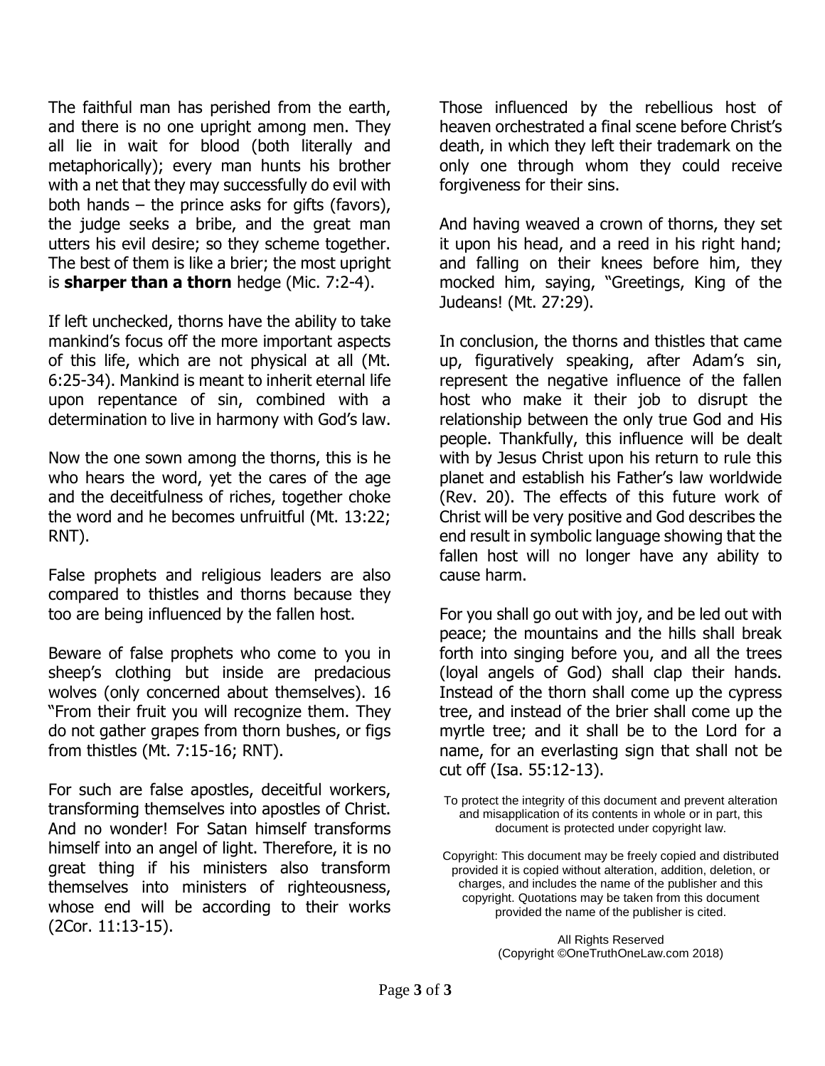The faithful man has perished from the earth, and there is no one upright among men. They all lie in wait for blood (both literally and metaphorically); every man hunts his brother with a net that they may successfully do evil with both hands – the prince asks for gifts (favors), the judge seeks a bribe, and the great man utters his evil desire; so they scheme together. The best of them is like a brier; the most upright is **sharper than a thorn** hedge (Mic. 7:2-4).

If left unchecked, thorns have the ability to take mankind's focus off the more important aspects of this life, which are not physical at all (Mt. 6:25-34). Mankind is meant to inherit eternal life upon repentance of sin, combined with a determination to live in harmony with God's law.

Now the one sown among the thorns, this is he who hears the word, yet the cares of the age and the deceitfulness of riches, together choke the word and he becomes unfruitful (Mt. 13:22; RNT).

False prophets and religious leaders are also compared to thistles and thorns because they too are being influenced by the fallen host.

Beware of false prophets who come to you in sheep's clothing but inside are predacious wolves (only concerned about themselves). 16 "From their fruit you will recognize them. They do not gather grapes from thorn bushes, or figs from thistles (Mt. 7:15-16; RNT).

For such are false apostles, deceitful workers, transforming themselves into apostles of Christ. And no wonder! For Satan himself transforms himself into an angel of light. Therefore, it is no great thing if his ministers also transform themselves into ministers of righteousness, whose end will be according to their works (2Cor. 11:13-15).

Those influenced by the rebellious host of heaven orchestrated a final scene before Christ's death, in which they left their trademark on the only one through whom they could receive forgiveness for their sins.

And having weaved a crown of thorns, they set it upon his head, and a reed in his right hand; and falling on their knees before him, they mocked him, saying, "Greetings, King of the Judeans! (Mt. 27:29).

In conclusion, the thorns and thistles that came up, figuratively speaking, after Adam's sin, represent the negative influence of the fallen host who make it their job to disrupt the relationship between the only true God and His people. Thankfully, this influence will be dealt with by Jesus Christ upon his return to rule this planet and establish his Father's law worldwide (Rev. 20). The effects of this future work of Christ will be very positive and God describes the end result in symbolic language showing that the fallen host will no longer have any ability to cause harm.

For you shall go out with joy, and be led out with peace; the mountains and the hills shall break forth into singing before you, and all the trees (loyal angels of God) shall clap their hands. Instead of the thorn shall come up the cypress tree, and instead of the brier shall come up the myrtle tree; and it shall be to the Lord for a name, for an everlasting sign that shall not be cut off (Isa. 55:12-13).

To protect the integrity of this document and prevent alteration and misapplication of its contents in whole or in part, this document is protected under copyright law.

Copyright: This document may be freely copied and distributed provided it is copied without alteration, addition, deletion, or charges, and includes the name of the publisher and this copyright. Quotations may be taken from this document provided the name of the publisher is cited.

All Rights Reserved
(Copyright ©OneTruthOneLaw.com 2018)